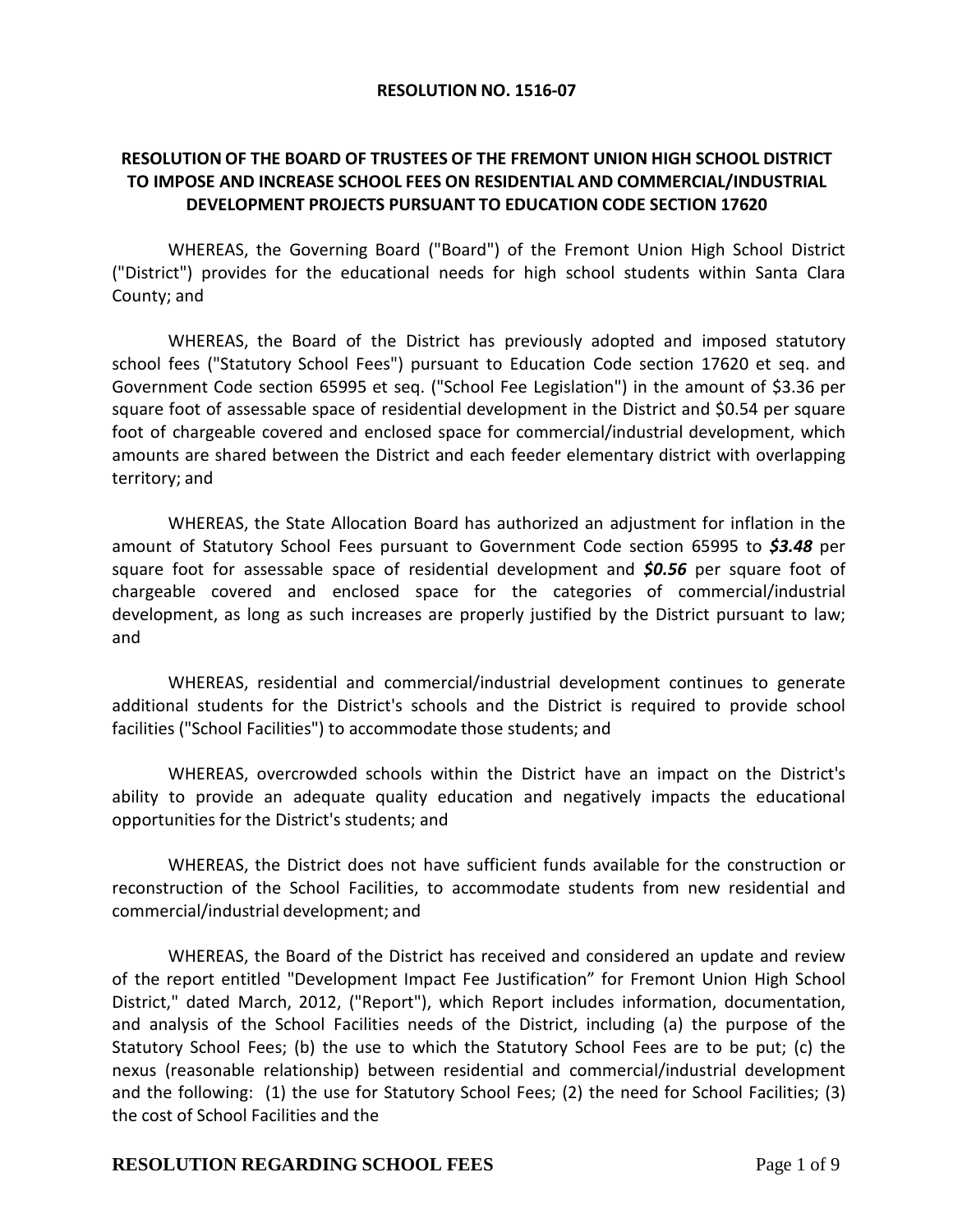**RESOLUTION NO. 1516-07**

**RESOLUTION OF THE BOARD OF TRUSTEES OF THE FREMONT UNION HIGH SCHOOL DISTRICT TO IMPOSE AND INCREASE SCHOOL FEES ON RESIDENTIAL AND COMMERCIAL/INDUSTRIAL DEVELOPMENT PROJECTS PURSUANT TO EDUCATION CODE SECTION 17620**

WHEREAS, the Governing Board ("Board") of the Fremont Union High School District ("District") provides for the educational needs for high school students within Santa Clara County; and

WHEREAS, the Board of the District has previously adopted and imposed statutory school fees ("Statutory School Fees") pursuant to Education Code section 17620 et seq. and Government Code section 65995 et seq. ("School Fee Legislation") in the amount of $3.36 per square foot of assessable space of residential development in the District and $0.54 per square foot of chargeable covered and enclosed space for commercial/industrial development, which amounts are shared between the District and each feeder elementary district with overlapping territory; and

WHEREAS, the State Allocation Board has authorized an adjustment for inflation in the amount of Statutory School Fees pursuant to Government Code section 65995 to ***$3.48*** per square foot for assessable space of residential development and ***$0.56*** per square foot of chargeable covered and enclosed space for the categories of commercial/industrial development, as long as such increases are properly justified by the District pursuant to law; and

WHEREAS, residential and commercial/industrial development continues to generate additional students for the District's schools and the District is required to provide school facilities ("School Facilities") to accommodate those students; and

WHEREAS, overcrowded schools within the District have an impact on the District's ability to provide an adequate quality education and negatively impacts the educational opportunities for the District's students; and

WHEREAS, the District does not have sufficient funds available for the construction or reconstruction of the School Facilities, to accommodate students from new residential and commercial/industrial development; and

WHEREAS, the Board of the District has received and considered an update and review of the report entitled "Development Impact Fee Justification" for Fremont Union High School District," dated March, 2012, ("Report"), which Report includes information, documentation, and analysis of the School Facilities needs of the District, including (a) the purpose of the Statutory School Fees; (b) the use to which the Statutory School Fees are to be put; (c) the nexus (reasonable relationship) between residential and commercial/industrial development and the following: (1) the use for Statutory School Fees; (2) the need for School Facilities; (3) the cost of School Facilities and the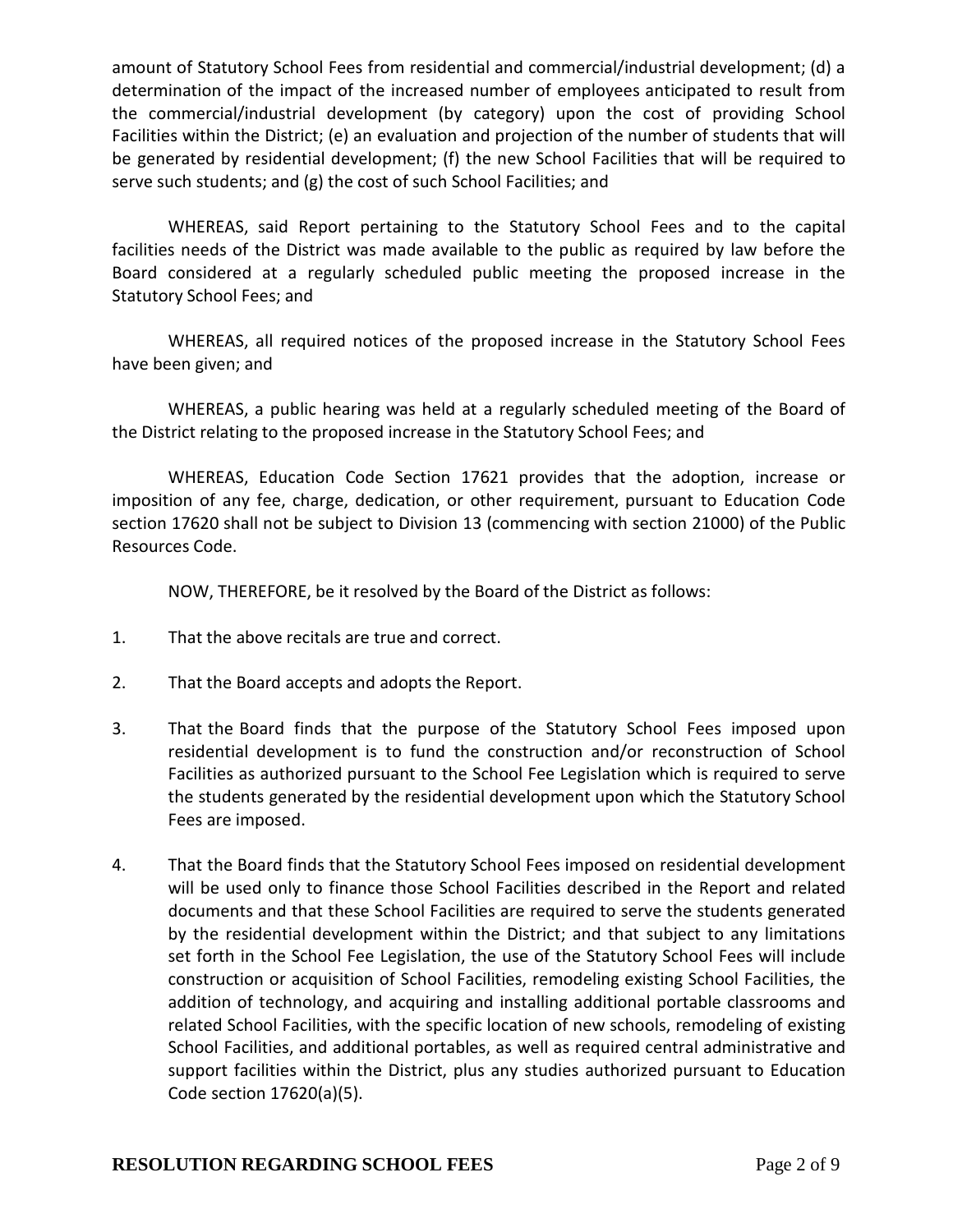amount of Statutory School Fees from residential and commercial/industrial development; (d) a determination of the impact of the increased number of employees anticipated to result from the commercial/industrial development (by category) upon the cost of providing School Facilities within the District; (e) an evaluation and projection of the number of students that will be generated by residential development; (f) the new School Facilities that will be required to serve such students; and (g) the cost of such School Facilities; and

WHEREAS, said Report pertaining to the Statutory School Fees and to the capital facilities needs of the District was made available to the public as required by law before the Board considered at a regularly scheduled public meeting the proposed increase in the Statutory School Fees; and

WHEREAS, all required notices of the proposed increase in the Statutory School Fees have been given; and

WHEREAS, a public hearing was held at a regularly scheduled meeting of the Board of the District relating to the proposed increase in the Statutory School Fees; and

WHEREAS, Education Code Section 17621 provides that the adoption, increase or imposition of any fee, charge, dedication, or other requirement, pursuant to Education Code section 17620 shall not be subject to Division 13 (commencing with section 21000) of the Public Resources Code.

NOW, THEREFORE, be it resolved by the Board of the District as follows:

1. That the above recitals are true and correct.

2. That the Board accepts and adopts the Report.

3. That the Board finds that the purpose of the Statutory School Fees imposed upon residential development is to fund the construction and/or reconstruction of School Facilities as authorized pursuant to the School Fee Legislation which is required to serve the students generated by the residential development upon which the Statutory School Fees are imposed.

4. That the Board finds that the Statutory School Fees imposed on residential development will be used only to finance those School Facilities described in the Report and related documents and that these School Facilities are required to serve the students generated by the residential development within the District; and that subject to any limitations set forth in the School Fee Legislation, the use of the Statutory School Fees will include construction or acquisition of School Facilities, remodeling existing School Facilities, the addition of technology, and acquiring and installing additional portable classrooms and related School Facilities, with the specific location of new schools, remodeling of existing School Facilities, and additional portables, as well as required central administrative and support facilities within the District, plus any studies authorized pursuant to Education Code section 17620(a)(5).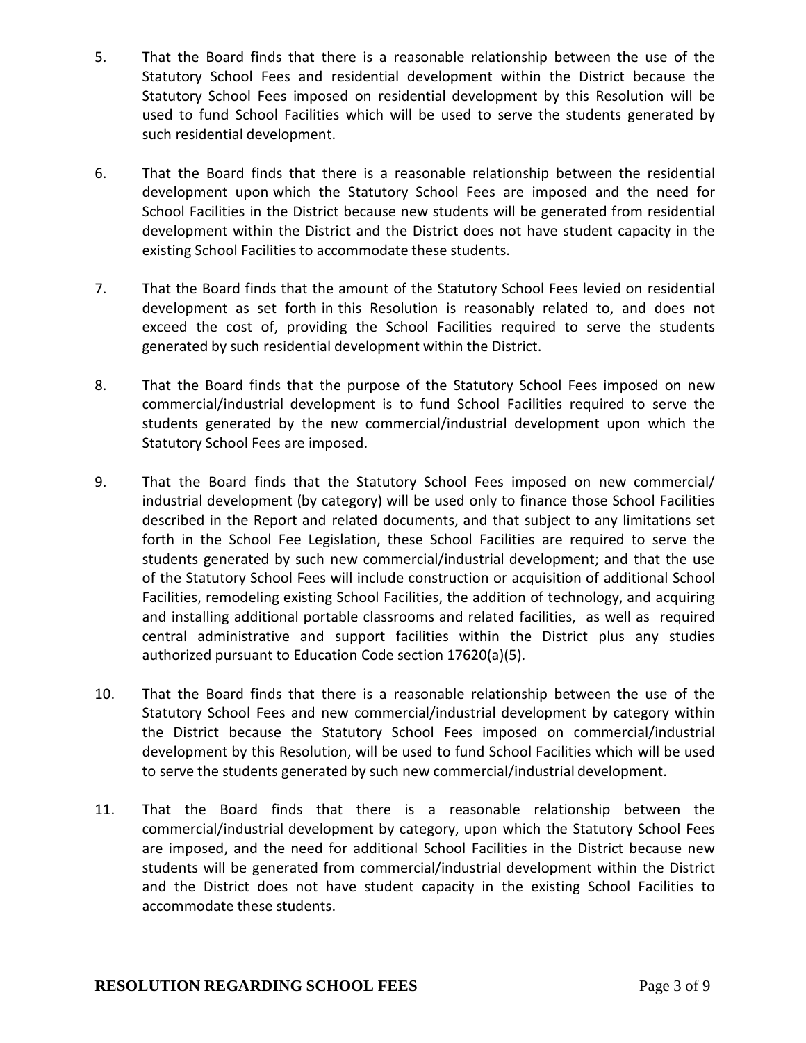5. That the Board finds that there is a reasonable relationship between the use of the Statutory School Fees and residential development within the District because the Statutory School Fees imposed on residential development by this Resolution will be used to fund School Facilities which will be used to serve the students generated by such residential development.

6. That the Board finds that there is a reasonable relationship between the residential development upon which the Statutory School Fees are imposed and the need for School Facilities in the District because new students will be generated from residential development within the District and the District does not have student capacity in the existing School Facilities to accommodate these students.

7. That the Board finds that the amount of the Statutory School Fees levied on residential development as set forth in this Resolution is reasonably related to, and does not exceed the cost of, providing the School Facilities required to serve the students generated by such residential development within the District.

8. That the Board finds that the purpose of the Statutory School Fees imposed on new commercial/industrial development is to fund School Facilities required to serve the students generated by the new commercial/industrial development upon which the Statutory School Fees are imposed.

9. That the Board finds that the Statutory School Fees imposed on new commercial/ industrial development (by category) will be used only to finance those School Facilities described in the Report and related documents, and that subject to any limitations set forth in the School Fee Legislation, these School Facilities are required to serve the students generated by such new commercial/industrial development; and that the use of the Statutory School Fees will include construction or acquisition of additional School Facilities, remodeling existing School Facilities, the addition of technology, and acquiring and installing additional portable classrooms and related facilities, as well as required central administrative and support facilities within the District plus any studies authorized pursuant to Education Code section 17620(a)(5).

10. That the Board finds that there is a reasonable relationship between the use of the Statutory School Fees and new commercial/industrial development by category within the District because the Statutory School Fees imposed on commercial/industrial development by this Resolution, will be used to fund School Facilities which will be used to serve the students generated by such new commercial/industrial development.

11. That the Board finds that there is a reasonable relationship between the commercial/industrial development by category, upon which the Statutory School Fees are imposed, and the need for additional School Facilities in the District because new students will be generated from commercial/industrial development within the District and the District does not have student capacity in the existing School Facilities to accommodate these students.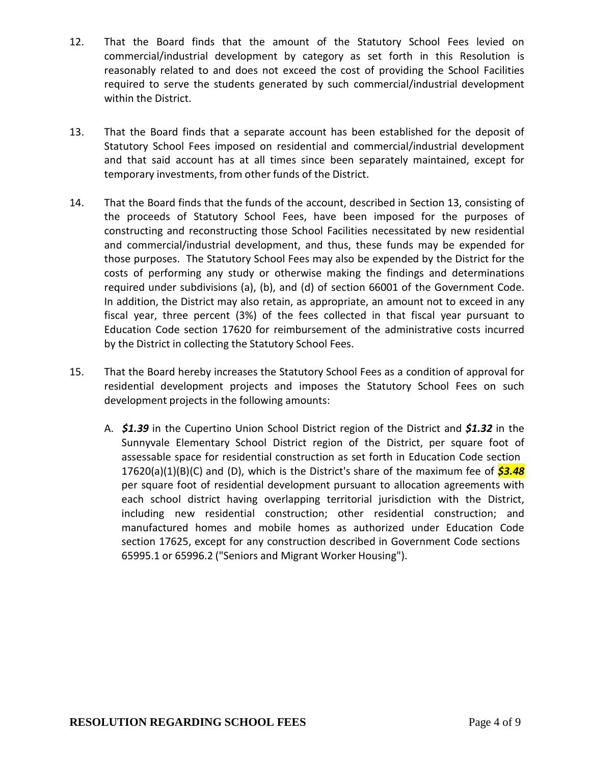12. That the Board finds that the amount of the Statutory School Fees levied on commercial/industrial development by category as set forth in this Resolution is reasonably related to and does not exceed the cost of providing the School Facilities required to serve the students generated by such commercial/industrial development within the District.

13. That the Board finds that a separate account has been established for the deposit of Statutory School Fees imposed on residential and commercial/industrial development and that said account has at all times since been separately maintained, except for temporary investments, from other funds of the District.

14. That the Board finds that the funds of the account, described in Section 13, consisting of the proceeds of Statutory School Fees, have been imposed for the purposes of constructing and reconstructing those School Facilities necessitated by new residential and commercial/industrial development, and thus, these funds may be expended for those purposes. The Statutory School Fees may also be expended by the District for the costs of performing any study or otherwise making the findings and determinations required under subdivisions (a), (b), and (d) of section 66001 of the Government Code. In addition, the District may also retain, as appropriate, an amount not to exceed in any fiscal year, three percent (3%) of the fees collected in that fiscal year pursuant to Education Code section 17620 for reimbursement of the administrative costs incurred by the District in collecting the Statutory School Fees.

15. That the Board hereby increases the Statutory School Fees as a condition of approval for residential development projects and imposes the Statutory School Fees on such development projects in the following amounts:

    A. ***$1.39*** in the Cupertino Union School District region of the District and ***$1.32*** in the Sunnyvale Elementary School District region of the District, per square foot of assessable space for residential construction as set forth in Education Code section 17620(a)(1)(B)(C) and (D), which is the District's share of the maximum fee of ***$3.48*** per square foot of residential development pursuant to allocation agreements with each school district having overlapping territorial jurisdiction with the District, including new residential construction; other residential construction; and manufactured homes and mobile homes as authorized under Education Code section 17625, except for any construction described in Government Code sections 65995.1 or 65996.2 ("Seniors and Migrant Worker Housing").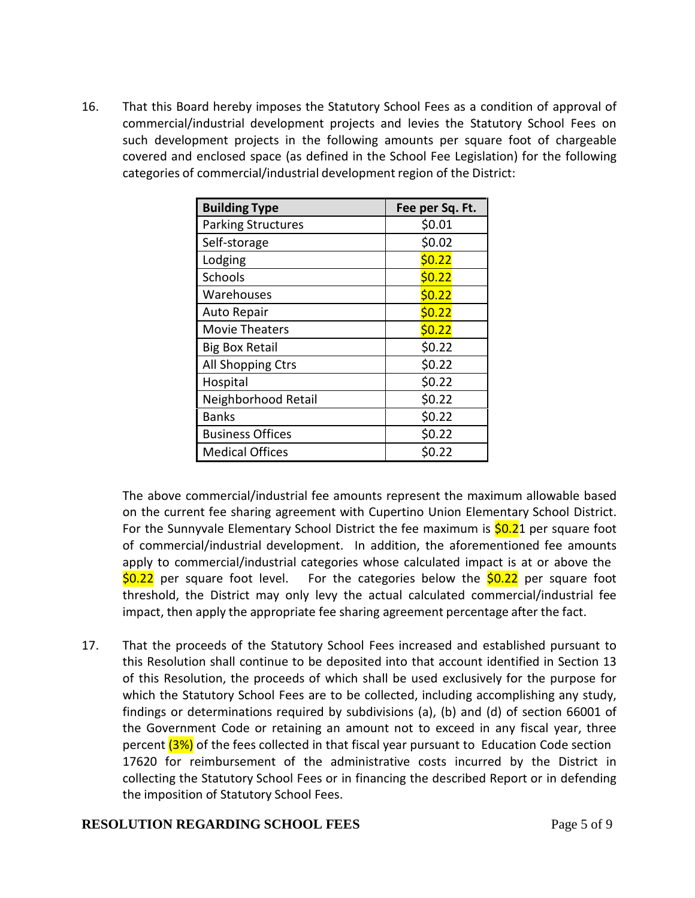16. That this Board hereby imposes the Statutory School Fees as a condition of approval of commercial/industrial development projects and levies the Statutory School Fees on such development projects in the following amounts per square foot of chargeable covered and enclosed space (as defined in the School Fee Legislation) for the following categories of commercial/industrial development region of the District:

| Building Type | Fee per Sq. Ft. |
|---|---|
| Parking Structures | $0.01 |
| Self-storage | $0.02 |
| Lodging | $0.22 |
| Schools | $0.22 |
| Warehouses | $0.22 |
| Auto Repair | $0.22 |
| Movie Theaters | $0.22 |
| Big Box Retail | $0.22 |
| All Shopping Ctrs | $0.22 |
| Hospital | $0.22 |
| Neighborhood Retail | $0.22 |
| Banks | $0.22 |
| Business Offices | $0.22 |
| Medical Offices | $0.22 |

The above commercial/industrial fee amounts represent the maximum allowable based on the current fee sharing agreement with Cupertino Union Elementary School District. For the Sunnyvale Elementary School District the fee maximum is $0.21 per square foot of commercial/industrial development. In addition, the aforementioned fee amounts apply to commercial/industrial categories whose calculated impact is at or above the $0.22 per square foot level. For the categories below the $0.22 per square foot threshold, the District may only levy the actual calculated commercial/industrial fee impact, then apply the appropriate fee sharing agreement percentage after the fact.

17. That the proceeds of the Statutory School Fees increased and established pursuant to this Resolution shall continue to be deposited into that account identified in Section 13 of this Resolution, the proceeds of which shall be used exclusively for the purpose for which the Statutory School Fees are to be collected, including accomplishing any study, findings or determinations required by subdivisions (a), (b) and (d) of section 66001 of the Government Code or retaining an amount not to exceed in any fiscal year, three percent (3%) of the fees collected in that fiscal year pursuant to Education Code section 17620 for reimbursement of the administrative costs incurred by the District in collecting the Statutory School Fees or in financing the described Report or in defending the imposition of Statutory School Fees.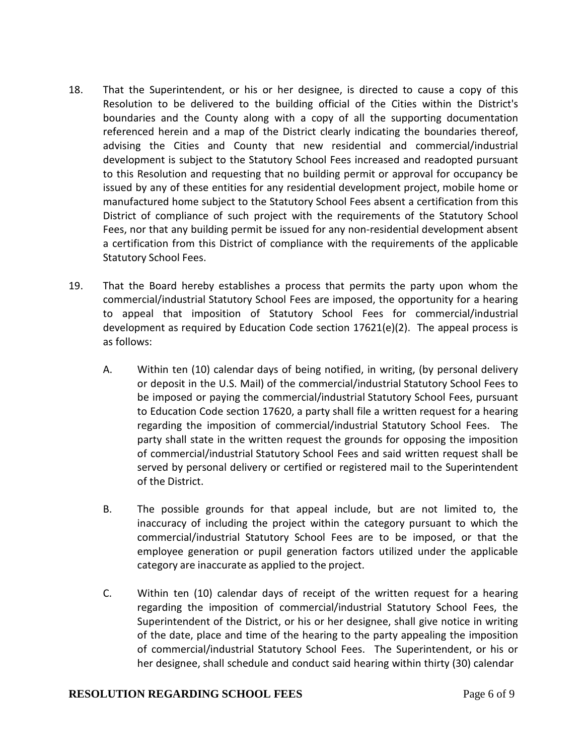18. That the Superintendent, or his or her designee, is directed to cause a copy of this Resolution to be delivered to the building official of the Cities within the District's boundaries and the County along with a copy of all the supporting documentation referenced herein and a map of the District clearly indicating the boundaries thereof, advising the Cities and County that new residential and commercial/industrial development is subject to the Statutory School Fees increased and readopted pursuant to this Resolution and requesting that no building permit or approval for occupancy be issued by any of these entities for any residential development project, mobile home or manufactured home subject to the Statutory School Fees absent a certification from this District of compliance of such project with the requirements of the Statutory School Fees, nor that any building permit be issued for any non-residential development absent a certification from this District of compliance with the requirements of the applicable Statutory School Fees.

19. That the Board hereby establishes a process that permits the party upon whom the commercial/industrial Statutory School Fees are imposed, the opportunity for a hearing to appeal that imposition of Statutory School Fees for commercial/industrial development as required by Education Code section 17621(e)(2). The appeal process is as follows:

    A. Within ten (10) calendar days of being notified, in writing, (by personal delivery or deposit in the U.S. Mail) of the commercial/industrial Statutory School Fees to be imposed or paying the commercial/industrial Statutory School Fees, pursuant to Education Code section 17620, a party shall file a written request for a hearing regarding the imposition of commercial/industrial Statutory School Fees. The party shall state in the written request the grounds for opposing the imposition of commercial/industrial Statutory School Fees and said written request shall be served by personal delivery or certified or registered mail to the Superintendent of the District.

    B. The possible grounds for that appeal include, but are not limited to, the inaccuracy of including the project within the category pursuant to which the commercial/industrial Statutory School Fees are to be imposed, or that the employee generation or pupil generation factors utilized under the applicable category are inaccurate as applied to the project.

    C. Within ten (10) calendar days of receipt of the written request for a hearing regarding the imposition of commercial/industrial Statutory School Fees, the Superintendent of the District, or his or her designee, shall give notice in writing of the date, place and time of the hearing to the party appealing the imposition of commercial/industrial Statutory School Fees. The Superintendent, or his or her designee, shall schedule and conduct said hearing within thirty (30) calendar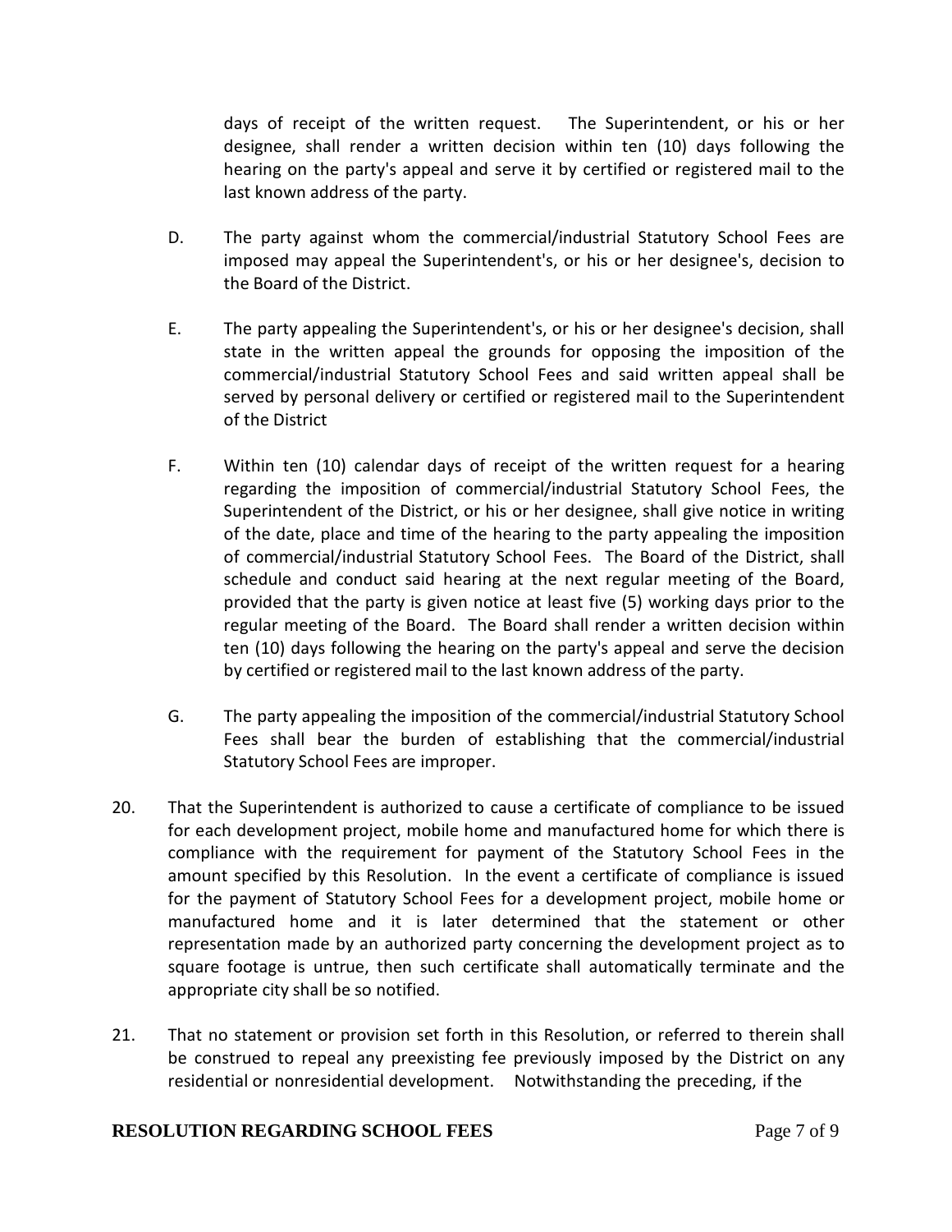days of receipt of the written request. The Superintendent, or his or her designee, shall render a written decision within ten (10) days following the hearing on the party's appeal and serve it by certified or registered mail to the last known address of the party.

D. The party against whom the commercial/industrial Statutory School Fees are imposed may appeal the Superintendent's, or his or her designee's, decision to the Board of the District.

E. The party appealing the Superintendent's, or his or her designee's decision, shall state in the written appeal the grounds for opposing the imposition of the commercial/industrial Statutory School Fees and said written appeal shall be served by personal delivery or certified or registered mail to the Superintendent of the District

F. Within ten (10) calendar days of receipt of the written request for a hearing regarding the imposition of commercial/industrial Statutory School Fees, the Superintendent of the District, or his or her designee, shall give notice in writing of the date, place and time of the hearing to the party appealing the imposition of commercial/industrial Statutory School Fees. The Board of the District, shall schedule and conduct said hearing at the next regular meeting of the Board, provided that the party is given notice at least five (5) working days prior to the regular meeting of the Board. The Board shall render a written decision within ten (10) days following the hearing on the party's appeal and serve the decision by certified or registered mail to the last known address of the party.

G. The party appealing the imposition of the commercial/industrial Statutory School Fees shall bear the burden of establishing that the commercial/industrial Statutory School Fees are improper.

20. That the Superintendent is authorized to cause a certificate of compliance to be issued for each development project, mobile home and manufactured home for which there is compliance with the requirement for payment of the Statutory School Fees in the amount specified by this Resolution. In the event a certificate of compliance is issued for the payment of Statutory School Fees for a development project, mobile home or manufactured home and it is later determined that the statement or other representation made by an authorized party concerning the development project as to square footage is untrue, then such certificate shall automatically terminate and the appropriate city shall be so notified.

21. That no statement or provision set forth in this Resolution, or referred to therein shall be construed to repeal any preexisting fee previously imposed by the District on any residential or nonresidential development. Notwithstanding the preceding, if the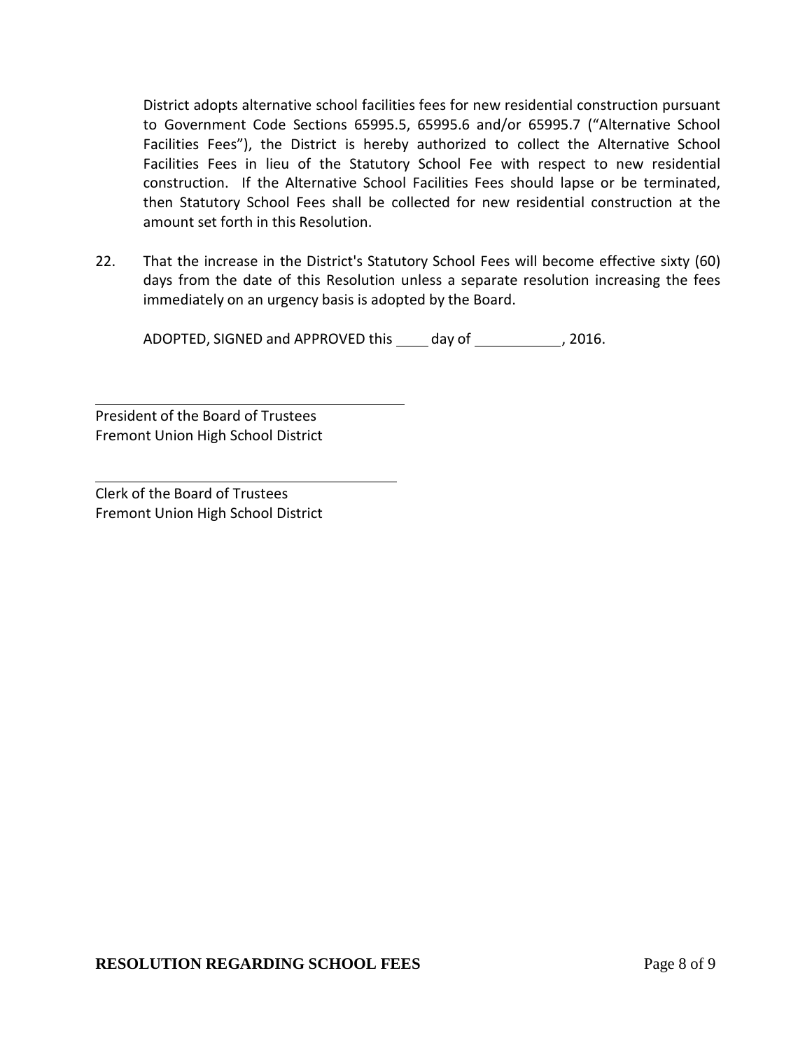District adopts alternative school facilities fees for new residential construction pursuant to Government Code Sections 65995.5, 65995.6 and/or 65995.7 ("Alternative School Facilities Fees"), the District is hereby authorized to collect the Alternative School Facilities Fees in lieu of the Statutory School Fee with respect to new residential construction. If the Alternative School Facilities Fees should lapse or be terminated, then Statutory School Fees shall be collected for new residential construction at the amount set forth in this Resolution.

22. That the increase in the District's Statutory School Fees will become effective sixty (60) days from the date of this Resolution unless a separate resolution increasing the fees immediately on an urgency basis is adopted by the Board.

ADOPTED, SIGNED and APPROVED this ____ day of ___________, 2016.

\_\_\_\_\_\_\_\_\_\_\_\_\_\_\_\_\_\_\_\_\_\_\_\_\_\_\_\_\_\_\_\_\_\_\_\_\_\_\_\_

President of the Board of Trustees
Fremont Union High School District

\_\_\_\_\_\_\_\_\_\_\_\_\_\_\_\_\_\_\_\_\_\_\_\_\_\_\_\_\_\_\_\_\_\_\_\_\_\_\_\_

Clerk of the Board of Trustees
Fremont Union High School District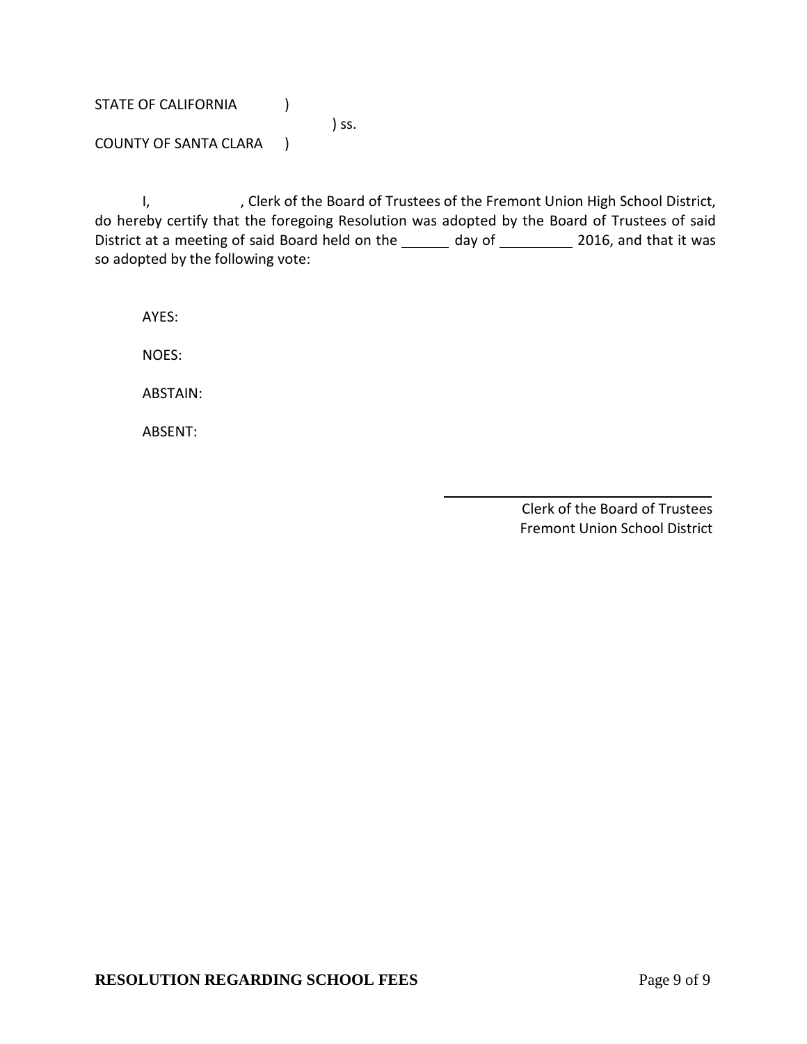STATE OF CALIFORNIA )  
) ss.  
COUNTY OF SANTA CLARA )

I, \_\_\_\_\_\_\_\_\_\_, Clerk of the Board of Trustees of the Fremont Union High School District, do hereby certify that the foregoing Resolution was adopted by the Board of Trustees of said District at a meeting of said Board held on the \_\_\_\_\_\_ day of \_\_\_\_\_\_\_\_\_ 2016, and that it was so adopted by the following vote:

AYES:

NOES:

ABSTAIN:

ABSENT:

\_\_\_\_\_\_\_\_\_\_\_\_\_\_\_\_\_\_\_\_\_\_\_\_\_\_\_\_\_\_  
Clerk of the Board of Trustees  
Fremont Union School District